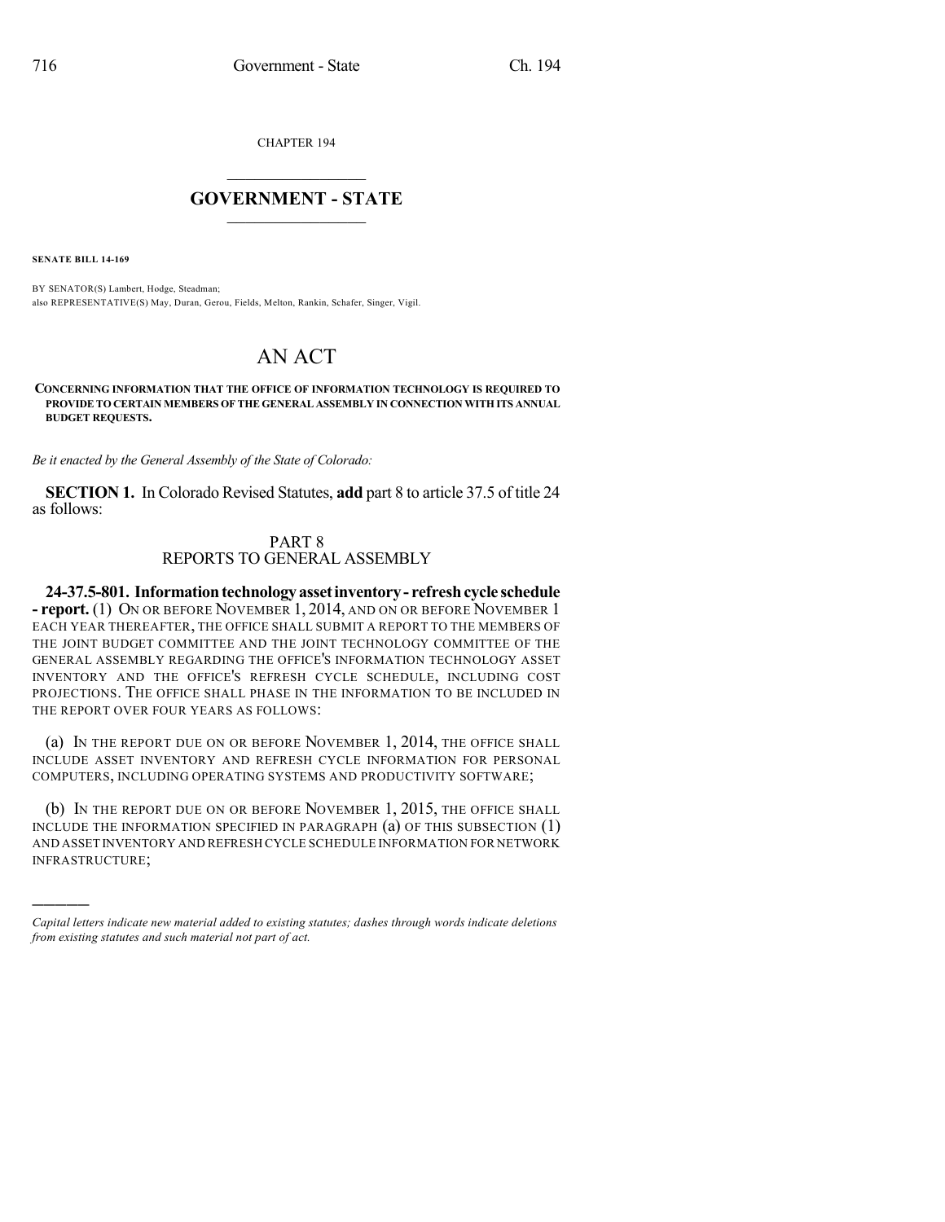CHAPTER 194

# GOVERNMENT - STATE

**SENATE BILL 14-169**

BY SENATOR(S) Lambert, Hodge, Steadman;
also REPRESENTATIVE(S) May, Duran, Gerou, Fields, Melton, Rankin, Schafer, Singer, Vigil.

# AN ACT

**CONCERNING INFORMATION THAT THE OFFICE OF INFORMATION TECHNOLOGY IS REQUIRED TO PROVIDE TO CERTAIN MEMBERS OF THE GENERAL ASSEMBLY IN CONNECTION WITH ITS ANNUAL BUDGET REQUESTS.**

*Be it enacted by the General Assembly of the State of Colorado:*

**SECTION 1.** In Colorado Revised Statutes, **add** part 8 to article 37.5 of title 24 as follows:

PART 8
REPORTS TO GENERAL ASSEMBLY

**24-37.5-801. Information technology asset inventory - refresh cycle schedule - report.** (1) ON OR BEFORE NOVEMBER 1, 2014, AND ON OR BEFORE NOVEMBER 1 EACH YEAR THEREAFTER, THE OFFICE SHALL SUBMIT A REPORT TO THE MEMBERS OF THE JOINT BUDGET COMMITTEE AND THE JOINT TECHNOLOGY COMMITTEE OF THE GENERAL ASSEMBLY REGARDING THE OFFICE'S INFORMATION TECHNOLOGY ASSET INVENTORY AND THE OFFICE'S REFRESH CYCLE SCHEDULE, INCLUDING COST PROJECTIONS. THE OFFICE SHALL PHASE IN THE INFORMATION TO BE INCLUDED IN THE REPORT OVER FOUR YEARS AS FOLLOWS:

(a) IN THE REPORT DUE ON OR BEFORE NOVEMBER 1, 2014, THE OFFICE SHALL INCLUDE ASSET INVENTORY AND REFRESH CYCLE INFORMATION FOR PERSONAL COMPUTERS, INCLUDING OPERATING SYSTEMS AND PRODUCTIVITY SOFTWARE;

(b) IN THE REPORT DUE ON OR BEFORE NOVEMBER 1, 2015, THE OFFICE SHALL INCLUDE THE INFORMATION SPECIFIED IN PARAGRAPH (a) OF THIS SUBSECTION (1) AND ASSET INVENTORY AND REFRESH CYCLE SCHEDULE INFORMATION FOR NETWORK INFRASTRUCTURE;

---

*Capital letters indicate new material added to existing statutes; dashes through words indicate deletions from existing statutes and such material not part of act.*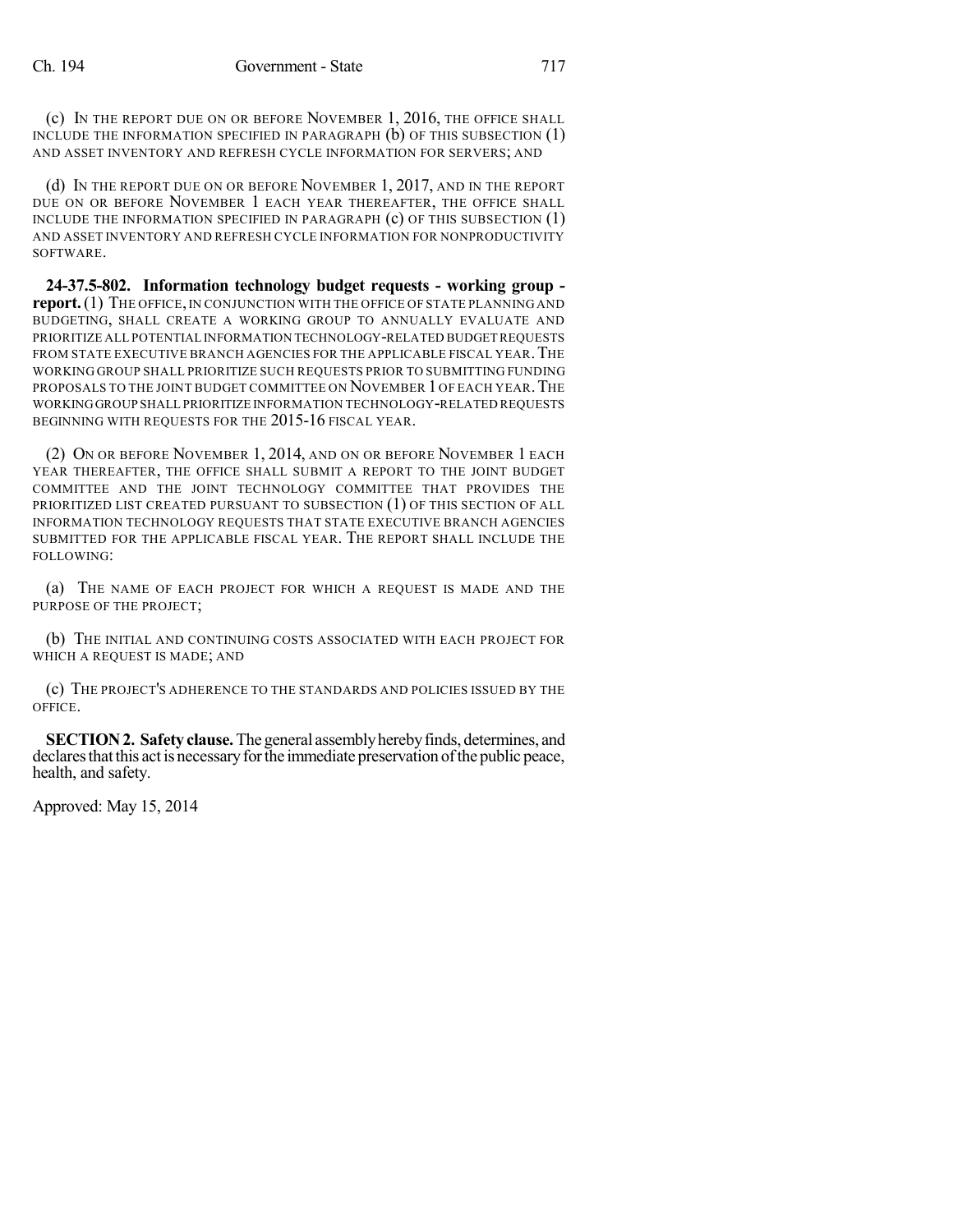(c) IN THE REPORT DUE ON OR BEFORE NOVEMBER 1, 2016, THE OFFICE SHALL INCLUDE THE INFORMATION SPECIFIED IN PARAGRAPH (b) OF THIS SUBSECTION (1) AND ASSET INVENTORY AND REFRESH CYCLE INFORMATION FOR SERVERS; AND

(d) IN THE REPORT DUE ON OR BEFORE NOVEMBER 1, 2017, AND IN THE REPORT DUE ON OR BEFORE NOVEMBER 1 EACH YEAR THEREAFTER, THE OFFICE SHALL INCLUDE THE INFORMATION SPECIFIED IN PARAGRAPH (c) OF THIS SUBSECTION (1) AND ASSET INVENTORY AND REFRESH CYCLE INFORMATION FOR NONPRODUCTIVITY SOFTWARE.

**24-37.5-802. Information technology budget requests - working group - report.** (1) THE OFFICE, IN CONJUNCTION WITH THE OFFICE OF STATE PLANNING AND BUDGETING, SHALL CREATE A WORKING GROUP TO ANNUALLY EVALUATE AND PRIORITIZE ALL POTENTIAL INFORMATION TECHNOLOGY-RELATED BUDGET REQUESTS FROM STATE EXECUTIVE BRANCH AGENCIES FOR THE APPLICABLE FISCAL YEAR. THE WORKING GROUP SHALL PRIORITIZE SUCH REQUESTS PRIOR TO SUBMITTING FUNDING PROPOSALS TO THE JOINT BUDGET COMMITTEE ON NOVEMBER 1 OF EACH YEAR. THE WORKING GROUP SHALL PRIORITIZE INFORMATION TECHNOLOGY-RELATED REQUESTS BEGINNING WITH REQUESTS FOR THE 2015-16 FISCAL YEAR.

(2) ON OR BEFORE NOVEMBER 1, 2014, AND ON OR BEFORE NOVEMBER 1 EACH YEAR THEREAFTER, THE OFFICE SHALL SUBMIT A REPORT TO THE JOINT BUDGET COMMITTEE AND THE JOINT TECHNOLOGY COMMITTEE THAT PROVIDES THE PRIORITIZED LIST CREATED PURSUANT TO SUBSECTION (1) OF THIS SECTION OF ALL INFORMATION TECHNOLOGY REQUESTS THAT STATE EXECUTIVE BRANCH AGENCIES SUBMITTED FOR THE APPLICABLE FISCAL YEAR. THE REPORT SHALL INCLUDE THE FOLLOWING:

(a) THE NAME OF EACH PROJECT FOR WHICH A REQUEST IS MADE AND THE PURPOSE OF THE PROJECT;

(b) THE INITIAL AND CONTINUING COSTS ASSOCIATED WITH EACH PROJECT FOR WHICH A REQUEST IS MADE; AND

(c) THE PROJECT'S ADHERENCE TO THE STANDARDS AND POLICIES ISSUED BY THE OFFICE.

**SECTION 2. Safety clause.** The general assembly hereby finds, determines, and declares that this act is necessary for the immediate preservation of the public peace, health, and safety.

Approved: May 15, 2014